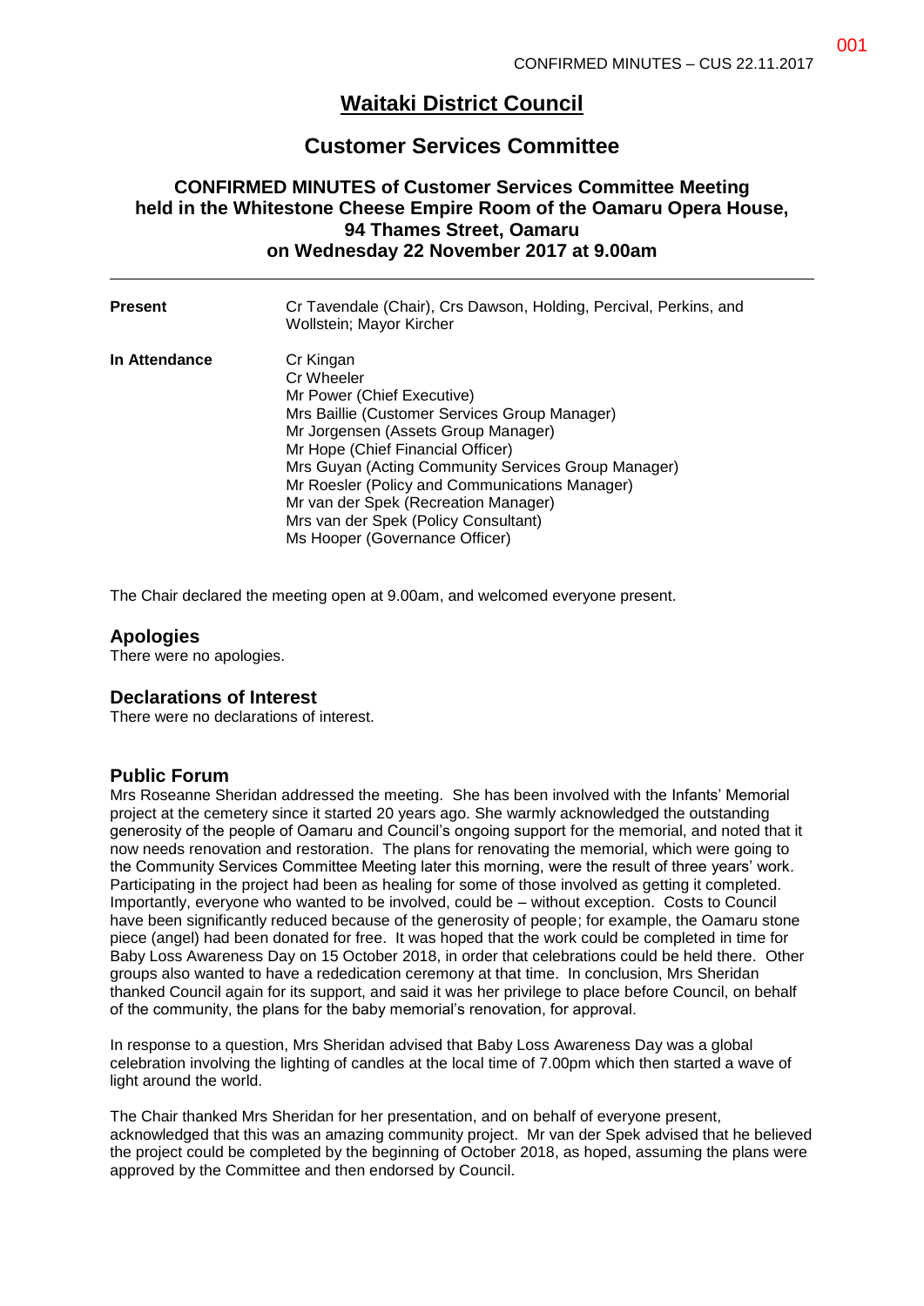# Waitaki District Council

## Customer Services Committee

### CONFIRMED MINUTES of Customer Services Committee Meeting held in the Whitestone Cheese Empire Room of the Oamaru Opera House, 94 Thames Street, Oamaru on Wednesday 22 November 2017 at 9.00am

| | |
|---|---|
| **Present** | Cr Tavendale (Chair), Crs Dawson, Holding, Percival, Perkins, and Wollstein; Mayor Kircher |
| **In Attendance** | Cr Kingan<br>Cr Wheeler<br>Mr Power (Chief Executive)<br>Mrs Baillie (Customer Services Group Manager)<br>Mr Jorgensen (Assets Group Manager)<br>Mr Hope (Chief Financial Officer)<br>Mrs Guyan (Acting Community Services Group Manager)<br>Mr Roesler (Policy and Communications Manager)<br>Mr van der Spek (Recreation Manager)<br>Mrs van der Spek (Policy Consultant)<br>Ms Hooper (Governance Officer) |

The Chair declared the meeting open at 9.00am, and welcomed everyone present.

## Apologies

There were no apologies.

## Declarations of Interest

There were no declarations of interest.

## Public Forum

Mrs Roseanne Sheridan addressed the meeting. She has been involved with the Infants' Memorial project at the cemetery since it started 20 years ago. She warmly acknowledged the outstanding generosity of the people of Oamaru and Council's ongoing support for the memorial, and noted that it now needs renovation and restoration. The plans for renovating the memorial, which were going to the Community Services Committee Meeting later this morning, were the result of three years' work. Participating in the project had been as healing for some of those involved as getting it completed. Importantly, everyone who wanted to be involved, could be – without exception. Costs to Council have been significantly reduced because of the generosity of people; for example, the Oamaru stone piece (angel) had been donated for free. It was hoped that the work could be completed in time for Baby Loss Awareness Day on 15 October 2018, in order that celebrations could be held there. Other groups also wanted to have a rededication ceremony at that time. In conclusion, Mrs Sheridan thanked Council again for its support, and said it was her privilege to place before Council, on behalf of the community, the plans for the baby memorial's renovation, for approval.

In response to a question, Mrs Sheridan advised that Baby Loss Awareness Day was a global celebration involving the lighting of candles at the local time of 7.00pm which then started a wave of light around the world.

The Chair thanked Mrs Sheridan for her presentation, and on behalf of everyone present, acknowledged that this was an amazing community project. Mr van der Spek advised that he believed the project could be completed by the beginning of October 2018, as hoped, assuming the plans were approved by the Committee and then endorsed by Council.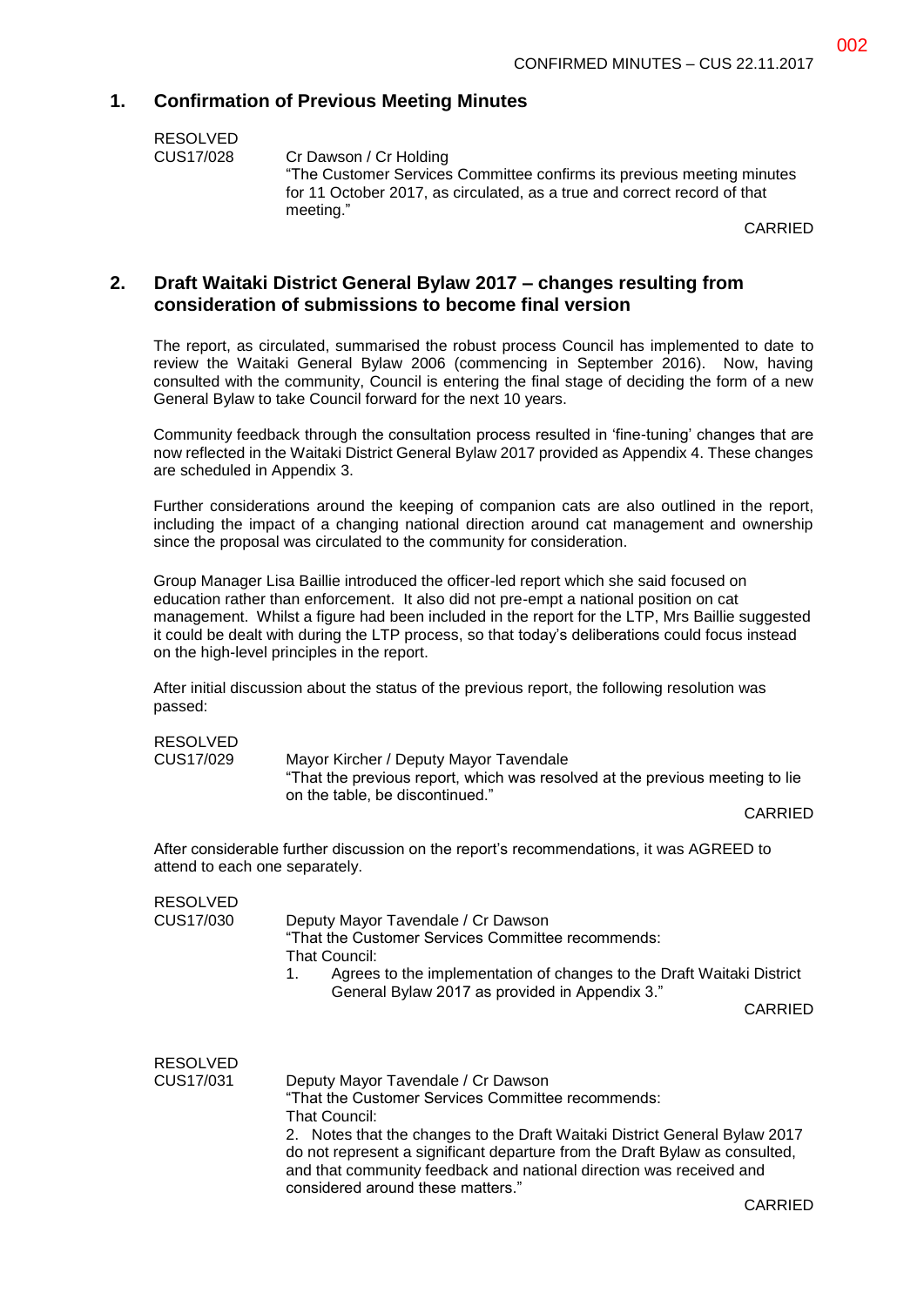## 1. Confirmation of Previous Meeting Minutes

RESOLVED
CUS17/028 Cr Dawson / Cr Holding
"The Customer Services Committee confirms its previous meeting minutes for 11 October 2017, as circulated, as a true and correct record of that meeting."

CARRIED

## 2. Draft Waitaki District General Bylaw 2017 – changes resulting from consideration of submissions to become final version

The report, as circulated, summarised the robust process Council has implemented to date to review the Waitaki General Bylaw 2006 (commencing in September 2016). Now, having consulted with the community, Council is entering the final stage of deciding the form of a new General Bylaw to take Council forward for the next 10 years.

Community feedback through the consultation process resulted in 'fine-tuning' changes that are now reflected in the Waitaki District General Bylaw 2017 provided as Appendix 4. These changes are scheduled in Appendix 3.

Further considerations around the keeping of companion cats are also outlined in the report, including the impact of a changing national direction around cat management and ownership since the proposal was circulated to the community for consideration.

Group Manager Lisa Baillie introduced the officer-led report which she said focused on education rather than enforcement. It also did not pre-empt a national position on cat management. Whilst a figure had been included in the report for the LTP, Mrs Baillie suggested it could be dealt with during the LTP process, so that today's deliberations could focus instead on the high-level principles in the report.

After initial discussion about the status of the previous report, the following resolution was passed:

RESOLVED
CUS17/029 Mayor Kircher / Deputy Mayor Tavendale
"That the previous report, which was resolved at the previous meeting to lie on the table, be discontinued."

CARRIED

After considerable further discussion on the report's recommendations, it was AGREED to attend to each one separately.

RESOLVED
CUS17/030 Deputy Mayor Tavendale / Cr Dawson
"That the Customer Services Committee recommends:
That Council:

1. Agrees to the implementation of changes to the Draft Waitaki District General Bylaw 2017 as provided in Appendix 3."

CARRIED

RESOLVED
CUS17/031 Deputy Mayor Tavendale / Cr Dawson
"That the Customer Services Committee recommends:
That Council:

2. Notes that the changes to the Draft Waitaki District General Bylaw 2017 do not represent a significant departure from the Draft Bylaw as consulted, and that community feedback and national direction was received and considered around these matters."

CARRIED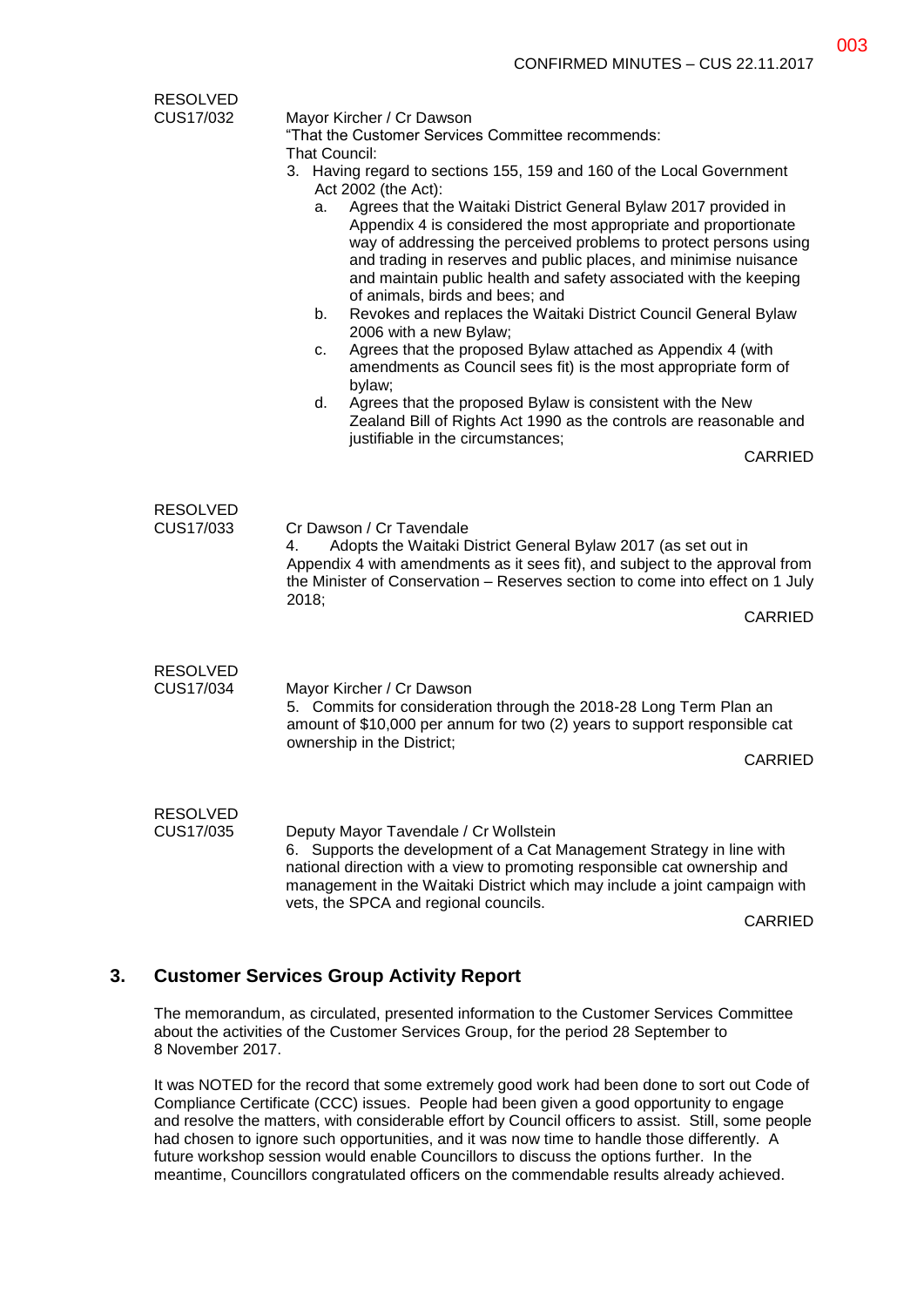RESOLVED
CUS17/032

Mayor Kircher / Cr Dawson

"That the Customer Services Committee recommends:

That Council:

3. Having regard to sections 155, 159 and 160 of the Local Government Act 2002 (the Act):
   a. Agrees that the Waitaki District General Bylaw 2017 provided in Appendix 4 is considered the most appropriate and proportionate way of addressing the perceived problems to protect persons using and trading in reserves and public places, and minimise nuisance and maintain public health and safety associated with the keeping of animals, birds and bees; and
   b. Revokes and replaces the Waitaki District Council General Bylaw 2006 with a new Bylaw;
   c. Agrees that the proposed Bylaw attached as Appendix 4 (with amendments as Council sees fit) is the most appropriate form of bylaw;
   d. Agrees that the proposed Bylaw is consistent with the New Zealand Bill of Rights Act 1990 as the controls are reasonable and justifiable in the circumstances;

CARRIED

RESOLVED
CUS17/033

Cr Dawson / Cr Tavendale

4. Adopts the Waitaki District General Bylaw 2017 (as set out in Appendix 4 with amendments as it sees fit), and subject to the approval from the Minister of Conservation – Reserves section to come into effect on 1 July 2018;

CARRIED

RESOLVED
CUS17/034

Mayor Kircher / Cr Dawson

5. Commits for consideration through the 2018-28 Long Term Plan an amount of $10,000 per annum for two (2) years to support responsible cat ownership in the District;

CARRIED

RESOLVED
CUS17/035

Deputy Mayor Tavendale / Cr Wollstein

6. Supports the development of a Cat Management Strategy in line with national direction with a view to promoting responsible cat ownership and management in the Waitaki District which may include a joint campaign with vets, the SPCA and regional councils.

CARRIED

## 3. Customer Services Group Activity Report

The memorandum, as circulated, presented information to the Customer Services Committee about the activities of the Customer Services Group, for the period 28 September to 8 November 2017.

It was NOTED for the record that some extremely good work had been done to sort out Code of Compliance Certificate (CCC) issues. People had been given a good opportunity to engage and resolve the matters, with considerable effort by Council officers to assist. Still, some people had chosen to ignore such opportunities, and it was now time to handle those differently. A future workshop session would enable Councillors to discuss the options further. In the meantime, Councillors congratulated officers on the commendable results already achieved.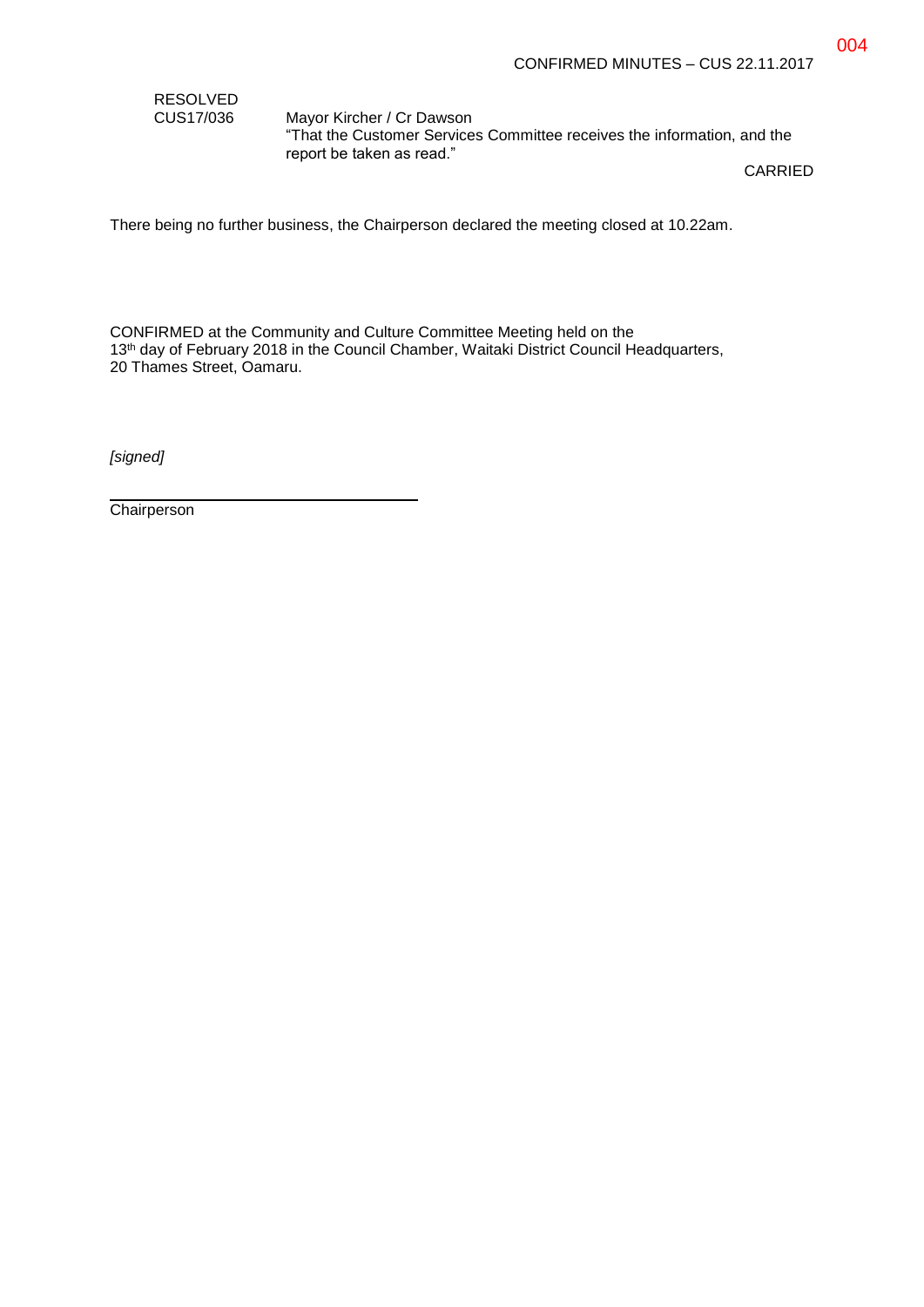RESOLVED
CUS17/036 Mayor Kircher / Cr Dawson
"That the Customer Services Committee receives the information, and the report be taken as read."

CARRIED

There being no further business, the Chairperson declared the meeting closed at 10.22am.

CONFIRMED at the Community and Culture Committee Meeting held on the 13th day of February 2018 in the Council Chamber, Waitaki District Council Headquarters, 20 Thames Street, Oamaru.

*[signed]*

_______________________________
Chairperson